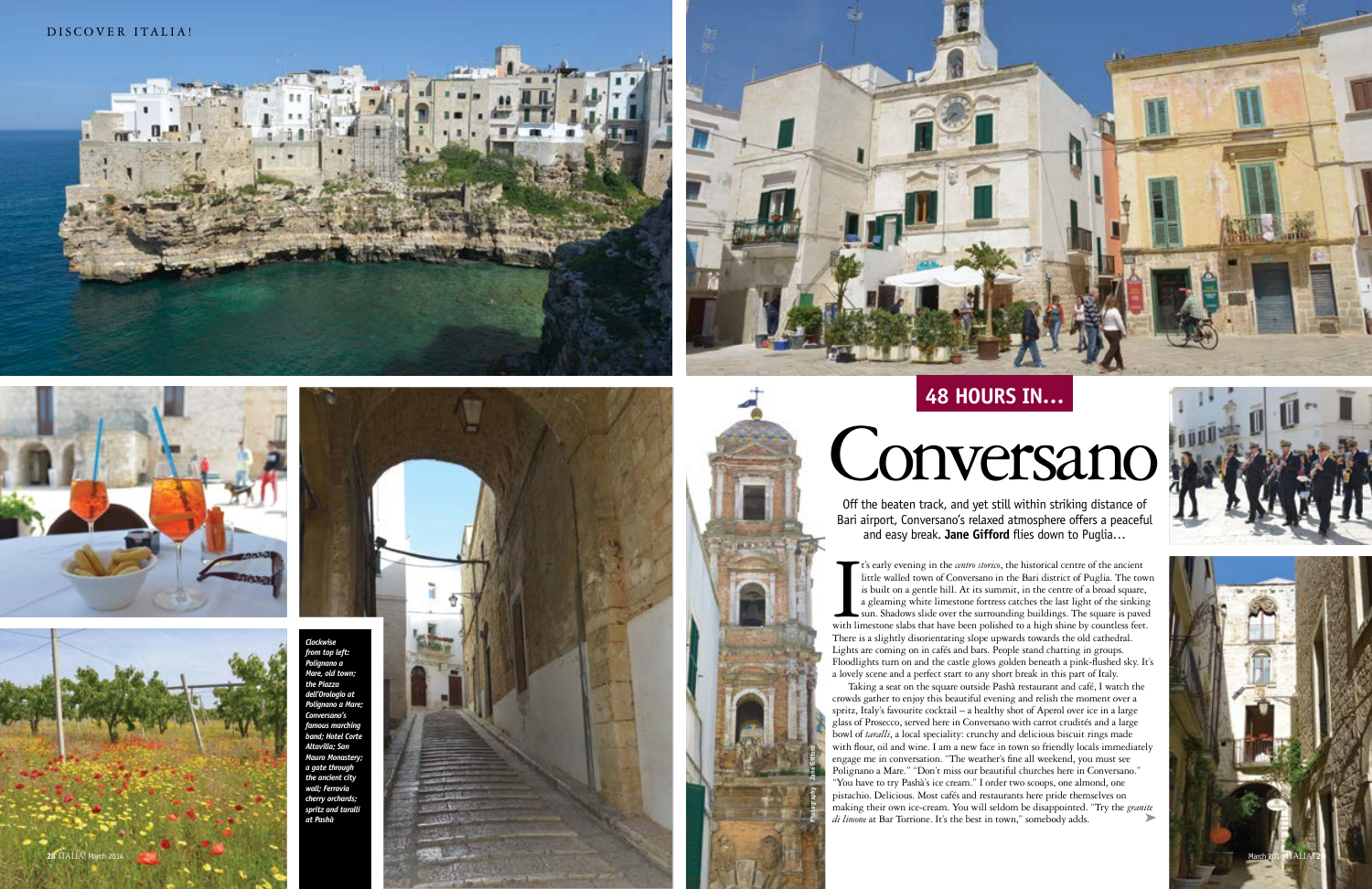## 48 HOURS IN…

# Conversano

Off the beaten track, and yet still within striking distance of Bari airport, Conversano's relaxed atmosphere offers a peaceful and easy break. **Jane Gifford** flies down to Puglia…

It's early evening in the *centro storico*, the historical centre of the ancient little walled town of Conversano in the Bari district of Puglia. The town is built on a gentle hill. At its summit, in the centre of a broad square, a gleaming white limestone fortress catches the last light of the sinking sun. Shadows slide over the surrounding buildings. The square is paved with limestone slabs that have been polished to a high shine by countless feet. There is a slightly disorientating slope upwards towards the old cathedral. Lights are coming on in cafés and bars. People stand chatting in groups. Floodlights turn on and the castle glows golden beneath a pink-flushed sky. It's a lovely scene and a perfect start to any short break in this part of Italy.

Taking a seat on the square outside Pashà restaurant and café, I watch the crowds gather to enjoy this beautiful evening and relish the moment over a spritz, Italy's favourite cocktail – a healthy shot of Aperol over ice in a large glass of Prosecco, served here in Conversano with carrot crudités and a large bowl of *taralli*, a local speciality: crunchy and delicious biscuit rings made with flour, oil and wine. I am a new face in town so friendly locals immediately engage me in conversation. "The weather's fine all weekend, you must see Polignano a Mare." "Don't miss our beautiful churches here in Conversano." "You have to try Pashà's ice cream." I order two scoops, one almond, one pistachio. Delicious. Most cafés and restaurants here pride themselves on making their own ice-cream. You will seldom be disappointed. "Try the *granite di limone* at Bar Torrione. It's the best in town," somebody adds.

*Clockwise from top left: Polignano a Mare, old town; the Piazza dell'Orologio at Polignano a Mare; Conversano's famous marching band; Hotel Corte Altavilla; San Mauro Monastery; a gate through the ancient city wall; Ferrovia cherry orchards; spritz and taralli at Pashà*

Photography © Jane Gifford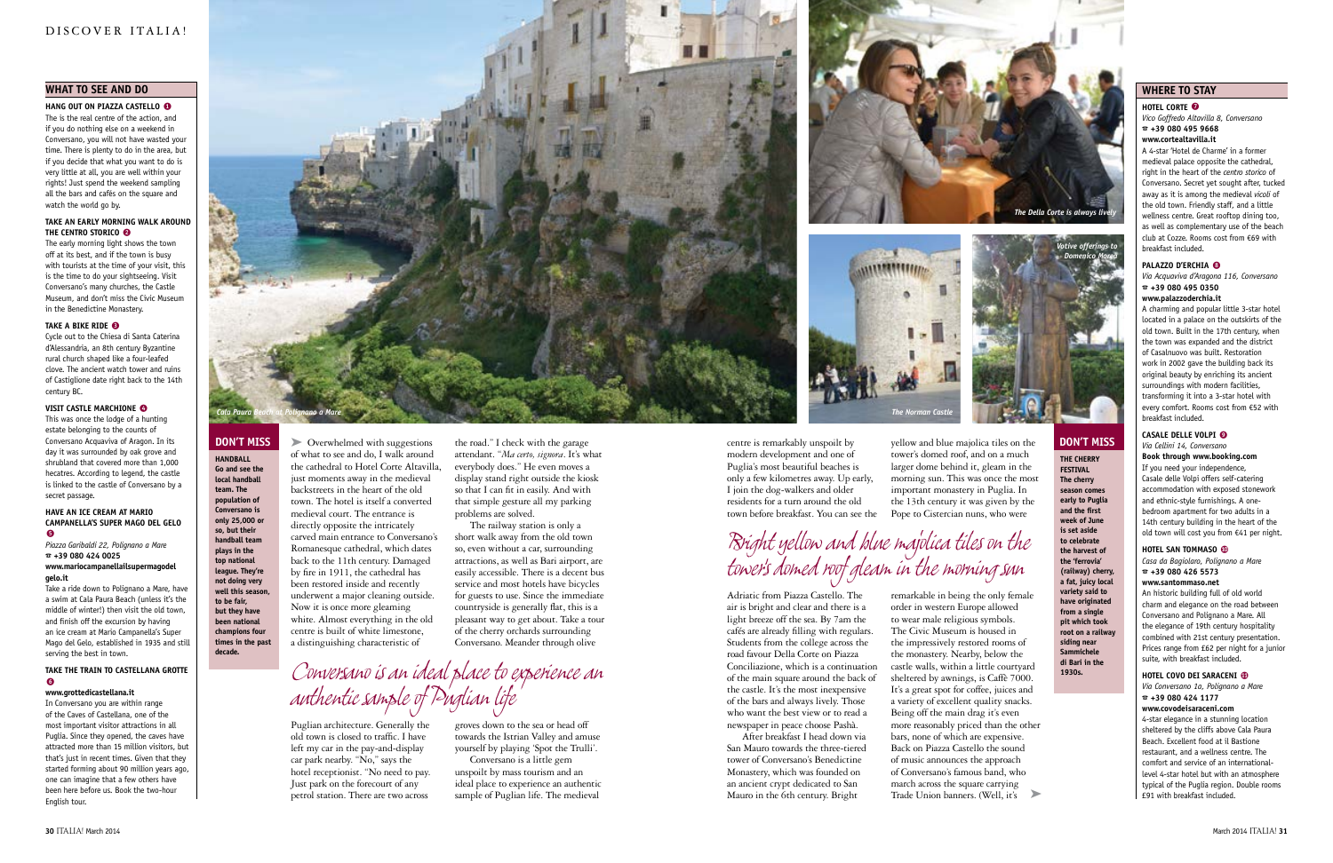## WHAT TO SEE AND DO

**HANG OUT ON PIAZZA CASTELLO 1**

The is the real centre of the action, and if you do nothing else on a weekend in Conversano, you will not have wasted your time. There is plenty to do in the area, but if you decide that what you want to do is very little at all, you are well within your rights! Just spend the weekend sampling all the bars and cafés on the square and watch the world go by.

**TAKE AN EARLY MORNING WALK AROUND THE CENTRO STORICO 2**

The early morning light shows the town off at its best, and if the town is busy with tourists at the time of your visit, this is the time to do your sightseeing. Visit Conversano's many churches, the Castle Museum, and don't miss the Civic Museum in the Benedictine Monastery.

**TAKE A BIKE RIDE 3**

Cycle out to the Chiesa di Santa Caterina d'Alessandria, an 8th century Byzantine rural church shaped like a four-leafed clove. The ancient watch tower and ruins of Castiglione date right back to the 14th century BC.

**VISIT CASTLE MARCHIONE 4**

This was once the lodge of a hunting estate belonging to the counts of Conversano Acquaviva of Aragon. In its day it was surrounded by oak grove and shrubland that covered more than 1,000 hecatres. According to legend, the castle is linked to the castle of Conversano by a secret passage.

**HAVE AN ICE CREAM AT MARIO CAMPANELLA'S SUPER MAGO DEL GELO 5**

*Piazza Garibaldi 22, Polignano a Mare*
☎ **+39 080 424 0025**
**www.mariocampanellailsupermagodelgelo.it**

Take a ride down to Polignano a Mare, have a swim at Cala Paura Beach (unless it's the middle of winter!) then visit the old town, and finish off the excursion by having an ice cream at Mario Campanella's Super Mago del Gelo, established in 1935 and still serving the best in town.

**TAKE THE TRAIN TO CASTELLANA GROTTE 6**

**www.grottedicastellana.it**

In Conversano you are within range of the Caves of Castellana, one of the most important visitor attractions in all Puglia. Since they opened, the caves have attracted more than 15 million visitors, but that's just in recent times. Given that they started forming about 90 million years ago, one can imagine that a few others have been here before us. Book the two-hour English tour.

*Cala Paura Beach at Polignano a Mare*

## DON'T MISS

**HANDBALL**
**Go and see the local handball team. The population of Conversano is only 25,000 or so, but their handball team plays in the top national league. They're not doing very well this season, to be fair, but they have been national champions four times in the past decade.**

➤ Overwhelmed with suggestions of what to see and do, I walk around the cathedral to Hotel Corte Altavilla, just moments away in the medieval backstreets in the heart of the old town. The hotel is itself a converted medieval court. The entrance is directly opposite the intricately carved main entrance to Conversano's Romanesque cathedral, which dates back to the 11th century. Damaged by fire in 1911, the cathedral has been restored inside and recently underwent a major cleaning outside. Now it is once more gleaming white. Almost everything in the old centre is built of white limestone, a distinguishing characteristic of Puglian architecture. Generally the old town is closed to traffic. I have left my car in the pay-and-display car park nearby. "No," says the hotel receptionist. "No need to pay. Just park on the forecourt of any petrol station. There are two across the road." I check with the garage attendant. "*Ma certo, signora*. It's what everybody does." He even moves a display stand right outside the kiosk so that I can fit in easily. And with that simple gesture all my parking problems are solved.

The railway station is only a short walk away from the old town so, even without a car, surrounding attractions, as well as Bari airport, are easily accessible. There is a decent bus service and most hotels have bicycles for guests to use. Since the immediate countryside is generally flat, this is a pleasant way to get about. Take a tour of the cherry orchards surrounding Conversano. Meander through olive groves down to the sea or head off towards the Istrian Valley and amuse yourself by playing 'Spot the Trulli'.

*Conversano is an ideal place to experience an authentic sample of Puglian life*

Conversano is a little gem unspoilt by mass tourism and an ideal place to experience an authentic sample of Puglian life. The medieval centre is remarkably unspoilt by modern development and one of Puglia's most beautiful beaches is only a few kilometres away. Up early, I join the dog-walkers and older residents for a turn around the old town before breakfast. You can see the Adriatic from Piazza Castello. The air is bright and clear and there is a light breeze off the sea. By 7am the cafés are already filling with regulars. Students from the college across the road favour Della Corte on Piazza Conciliazione, which is a continuation of the main square around the back of the castle. It's the most inexpensive of the bars and always lively. Those who want the best view or to read a newspaper in peace choose Pashà.

After breakfast I head down via San Mauro towards the three-tiered tower of Conversano's Benedictine Monastery, which was founded on an ancient crypt dedicated to San Mauro in the 6th century. Bright yellow and blue majolica tiles on the tower's domed roof, and on a much larger dome behind it, gleam in the morning sun. This was once the most important monastery in Puglia. In the 13th century it was given by the Pope to Cistercian nuns, who were remarkable in being the only female order in western Europe allowed to wear male religious symbols. The Civic Museum is housed in the impressively restored rooms of the monastery. Nearby, below the castle walls, within a little courtyard sheltered by awnings, is Caffè 7000. It's a great spot for coffee, juices and a variety of excellent quality snacks. Being off the main drag it's even more reasonably priced than the other bars, none of which are expensive. Back on Piazza Castello the sound of music announces the approach of Conversano's famous band, who march across the square carrying Trade Union banners. (Well, it's ➤

*Bright yellow and blue majolica tiles on the tower's domed roof gleam in the morning sun*

*The Della Corte is always lively*

*The Norman Castle*

*Votive offerings to Domenico Modugno*

## DON'T MISS

**THE CHERRY FESTIVAL**
**The cherry season comes early to Puglia and the first week of June is set aside to celebrate the harvest of the 'ferrovia' (railway) cherry, a fat, juicy local variety said to have originated from a single pit which took root on a railway siding near Sammichele di Bari in the 1930s.**

## WHERE TO STAY

**HOTEL CORTE 7**

*Vico Goffredo Altavilla 8, Conversano*
☎ **+39 080 495 9668**
**www.cortealtavilla.it**

A 4-star 'Hotel de Charme' in a former medieval palace opposite the cathedral, right in the heart of the *centro storico* of Conversano. Secret yet sought after, tucked away as it is among the medieval *vicoli* of the old town. Friendly staff, and a little wellness centre. Great rooftop dining too, as well as complementary use of the beach club at Cozze. Rooms cost from €69 with breakfast included.

**PALAZZO D'ERCHIA 8**

*Via Acquaviva d'Aragona 116, Conversano*
☎ **+39 080 495 0350**
**www.palazzoderchia.it**

A charming and popular little 3-star hotel located in a palace on the outskirts of the old town. Built in the 17th century, when the town was expanded and the district of Casalnuovo was built. Restoration work in 2002 gave the building back its original beauty by enriching its ancient surroundings with modern facilities, transforming it into a 3-star hotel with every comfort. Rooms cost from €52 with breakfast included.

**CASALE DELLE VOLPI 9**

*Via Cellini 14, Conversano*
**Book through www.booking.com**

If you need your independence, Casale delle Volpi offers self-catering accommodation with exposed stonework and ethnic-style furnishings. A one-bedroom apartment for two adults in a 14th century building in the heart of the old town will cost you from €41 per night.

**HOTEL SAN TOMMASO 10**

*Casa da Bagiolaro, Polignano a Mare*
☎ **+39 080 426 5573**
**www.santommaso.net**

An historic building full of old world charm and elegance on the road between Conversano and Polignano a Mare. All the elegance of 19th century hospitality combined with 21st century presentation. Prices range from €62 per night for a junior suite, with breakfast included.

**HOTEL COVO DEI SARACENI 11**

*Via Conversano 1a, Polignano a Mare*
☎ **+39 080 424 1177**
**www.covodeisaraceni.com**

4-star elegance in a stunning location sheltered by the cliffs above Cala Paura Beach. Excellent food at il Bastione restaurant, and a wellness centre. The comfort and service of an international-level 4-star hotel but with an atmosphere typical of the Puglia region. Double rooms £91 with breakfast included.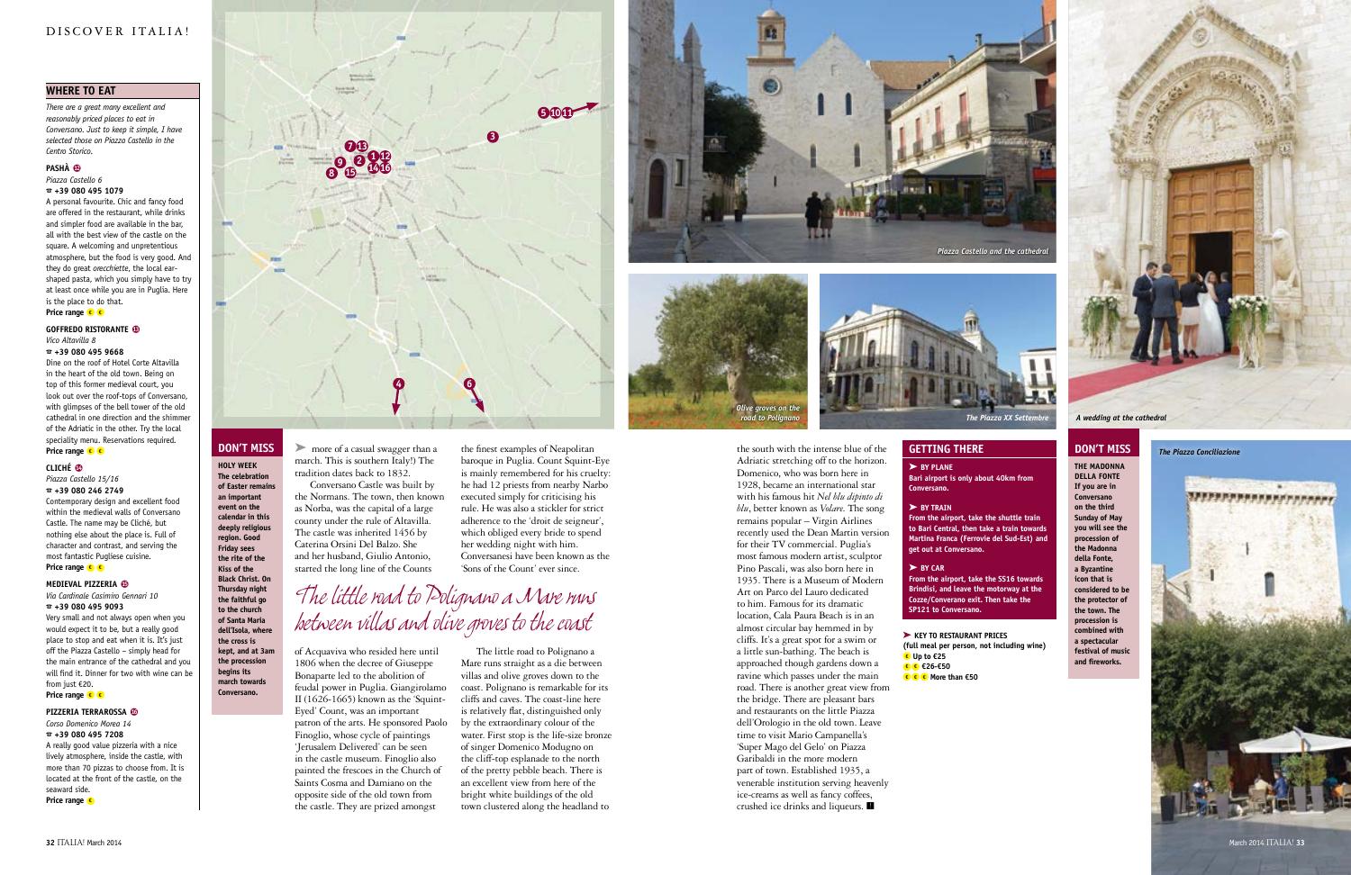## WHERE TO EAT

*There are a great many excellent and reasonably priced places to eat in Conversano. Just to keep it simple, I have selected those on Piazza Castello in the Centro Storico.*

### PASHÀ 12

*Piazza Castello 6*
☎ **+39 080 495 1079**

A personal favourite. Chic and fancy food are offered in the restaurant, while drinks and simpler food are available in the bar, all with the best view of the castle on the square. A welcoming and unpretentious atmosphere, but the food is very good. And they do great *orecchiette*, the local ear-shaped pasta, which you simply have to try at least once while you are in Puglia. Here is the place to do that.
**Price range €€**

### GOFFREDO RISTORANTE 13

*Vico Altavilla 8*
☎ **+39 080 495 9668**

Dine on the roof of Hotel Corte Altavilla in the heart of the old town. Being on top of this former medieval court, you look out over the roof-tops of Conversano, with glimpses of the bell tower of the old cathedral in one direction and the shimmer of the Adriatic in the other. Try the local speciality menu. Reservations required.
**Price range €€**

### CLICHÉ 14

*Piazza Castello 15/16*
☎ **+39 080 246 2749**

Contemporary design and excellent food within the medieval walls of Conversano Castle. The name may be Cliché, but nothing else about the place is. Full of character and contrast, and serving the most fantastic Pugliese cuisine.
**Price range €€**

### MEDIEVAL PIZZERIA 15

*Via Cardinale Casimiro Gennari 10*
☎ **+39 080 495 9093**

Very small and not always open when you would expect it to be, but a really good place to stop and eat when it is. It's just off the Piazza Castello – simply head for the main entrance of the cathedral and you will find it. Dinner for two with wine can be from just €20.
**Price range €€**

### PIZZERIA TERRAROSSA 16

*Corso Domenico Morea 14*
☎ **+39 080 495 7208**

A really good value pizzeria with a nice lively atmosphere, inside the castle, with more than 70 pizzas to choose from. It is located at the front of the castle, on the seaward side.
**Price range €**

## DON'T MISS

**HOLY WEEK**
**The celebration of Easter remains an important event on the calendar in this deeply religious region. Good Friday sees the rite of the Kiss of the Black Christ. On Thursday night the faithful go to the church of Santa Maria dell'Isola, where the cross is kept, and at 3am the procession begins its march towards Conversano.**

➤ more of a casual swagger than a march. This is southern Italy!) The tradition dates back to 1832.

Conversano Castle was built by the Normans. The town, then known as Norba, was the capital of a large county under the rule of Altavilla. The castle was inherited 1456 by Caterina Orsini Del Balzo. She and her husband, Giulio Antonio, started the long line of the Counts of Acquaviva who resided here until 1806 when the decree of Giuseppe Bonaparte led to the abolition of feudal power in Puglia. Giangirolamo II (1626-1665) known as the 'Squint-Eyed' Count, was an important patron of the arts. He sponsored Paolo Finoglio, whose cycle of paintings 'Jerusalem Delivered' can be seen in the castle museum. Finoglio also painted the frescoes in the Church of Saints Cosma and Damiano on the opposite side of the old town from the castle. They are prized amongst the finest examples of Neapolitan baroque in Puglia. Count Squint-Eye is mainly remembered for his cruelty: he had 12 priests from nearby Narbo executed simply for criticising his rule. He was also a stickler for strict adherence to the 'droit de seigneur', which obliged every bride to spend her wedding night with him. Conversanesi have been known as the 'Sons of the Count' ever since.

*The little road to Polignano a Mare runs between villas and olive groves to the coast*

The little road to Polignano a Mare runs straight as a die between villas and olive groves down to the coast. Polignano is remarkable for its cliffs and caves. The coast-line here is relatively flat, distinguished only by the extraordinary colour of the water. First stop is the life-size bronze of singer Domenico Modugno on the cliff-top esplanade to the north of the pretty pebble beach. There is an excellent view from here of the bright white buildings of the old town clustered along the headland to the south with the intense blue of the Adriatic stretching off to the horizon. Domenico, who was born here in 1928, became an international star with his famous hit *Nel blu dipinto di blu*, better known as *Volare*. The song remains popular – Virgin Airlines recently used the Dean Martin version for their TV commercial. Puglia's most famous modern artist, sculptor Pino Pascali, was also born here in 1935. There is a Museum of Modern Art on Parco del Lauro dedicated to him. Famous for its dramatic location, Cala Paura Beach is in an almost circular bay hemmed in by cliffs. It's a great spot for a swim or a little sun-bathing. The beach is approached though gardens down a ravine which passes under the main road. There is another great view from the bridge. There are pleasant bars and restaurants on the little Piazza dell'Orologio in the old town. Leave time to visit Mario Campanella's 'Super Mago del Gelo' on Piazza Garibaldi in the more modern part of town. Established 1935, a venerable institution serving heavenly ice-creams as well as fancy coffees, crushed ice drinks and liqueurs. ■

Piazza Castello and the cathedral

Olive groves on the road to Polignano

The Piazza XX Settembre

A wedding at the cathedral

## GETTING THERE

➤ **BY PLANE**
**Bari airport is only about 40km from Conversano.**

➤ **BY TRAIN**
**From the airport, take the shuttle train to Bari Central, then take a train towards Martina Franca (Ferrovie del Sud-Est) and get out at Conversano.**

➤ **BY CAR**
**From the airport, take the SS16 towards Brindisi, and leave the motorway at the Cozze/Converano exit. Then take the SP121 to Conversano.**

➤ **KEY TO RESTAURANT PRICES**
**(full meal per person, not including wine)**
**€ Up to €25**
**€€ €26-€50**
**€€€ More than €50**

## DON'T MISS

**THE MADONNA DELLA FONTE**
**If you are in Conversano on the third Sunday of May you will see the procession of the Madonna della Fonte, a Byzantine icon that is considered to be the protector of the town. The procession is combined with a spectacular festival of music and fireworks.**

The Piazza Conciliazione